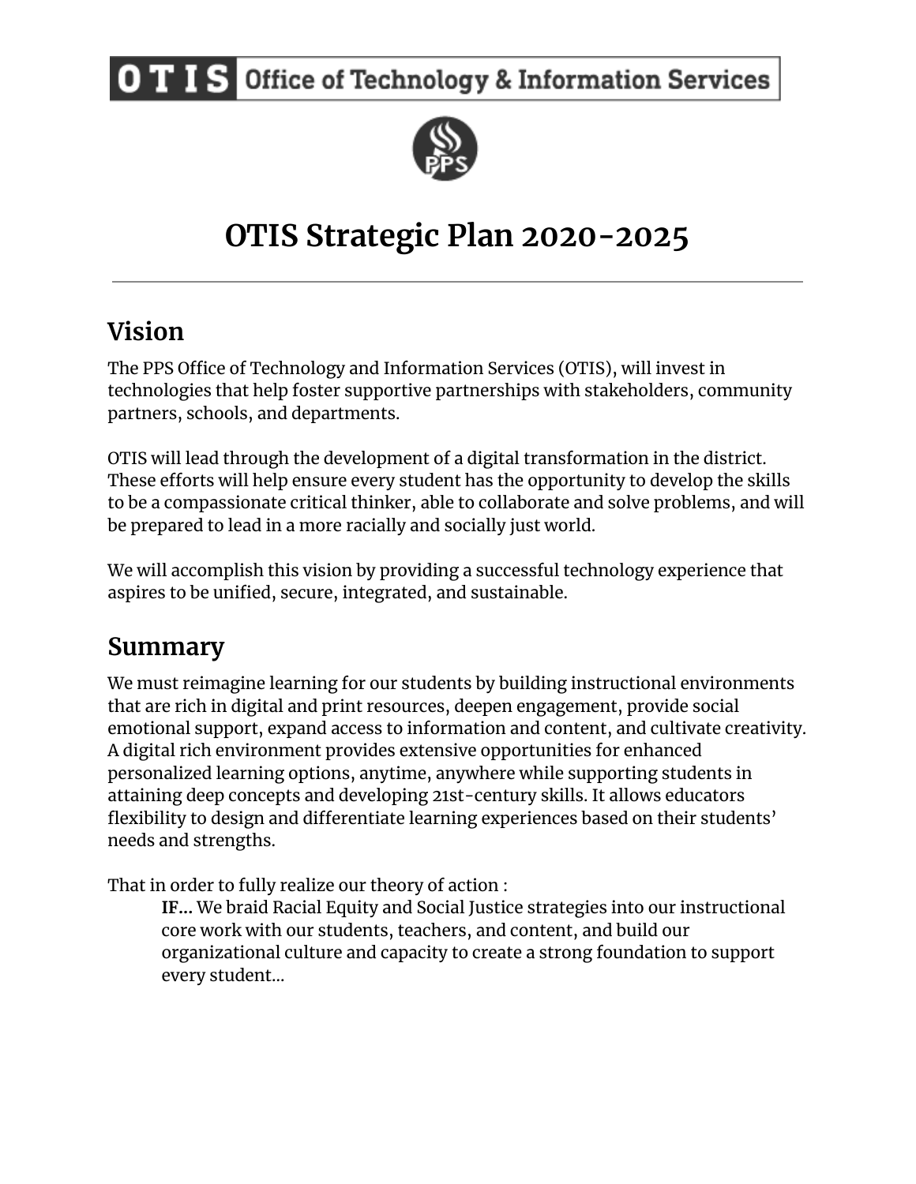OTIS Office of Technology & Information Services

# OTIS Strategic Plan 2020-2025

---

## Vision

The PPS Office of Technology and Information Services (OTIS), will invest in technologies that help foster supportive partnerships with stakeholders, community partners, schools, and departments.

OTIS will lead through the development of a digital transformation in the district. These efforts will help ensure every student has the opportunity to develop the skills to be a compassionate critical thinker, able to collaborate and solve problems, and will be prepared to lead in a more racially and socially just world.

We will accomplish this vision by providing a successful technology experience that aspires to be unified, secure, integrated, and sustainable.

## Summary

We must reimagine learning for our students by building instructional environments that are rich in digital and print resources, deepen engagement, provide social emotional support, expand access to information and content, and cultivate creativity. A digital rich environment provides extensive opportunities for enhanced personalized learning options, anytime, anywhere while supporting students in attaining deep concepts and developing 21st-century skills. It allows educators flexibility to design and differentiate learning experiences based on their students' needs and strengths.

That in order to fully realize our theory of action :

> **IF...** We braid Racial Equity and Social Justice strategies into our instructional core work with our students, teachers, and content, and build our organizational culture and capacity to create a strong foundation to support every student...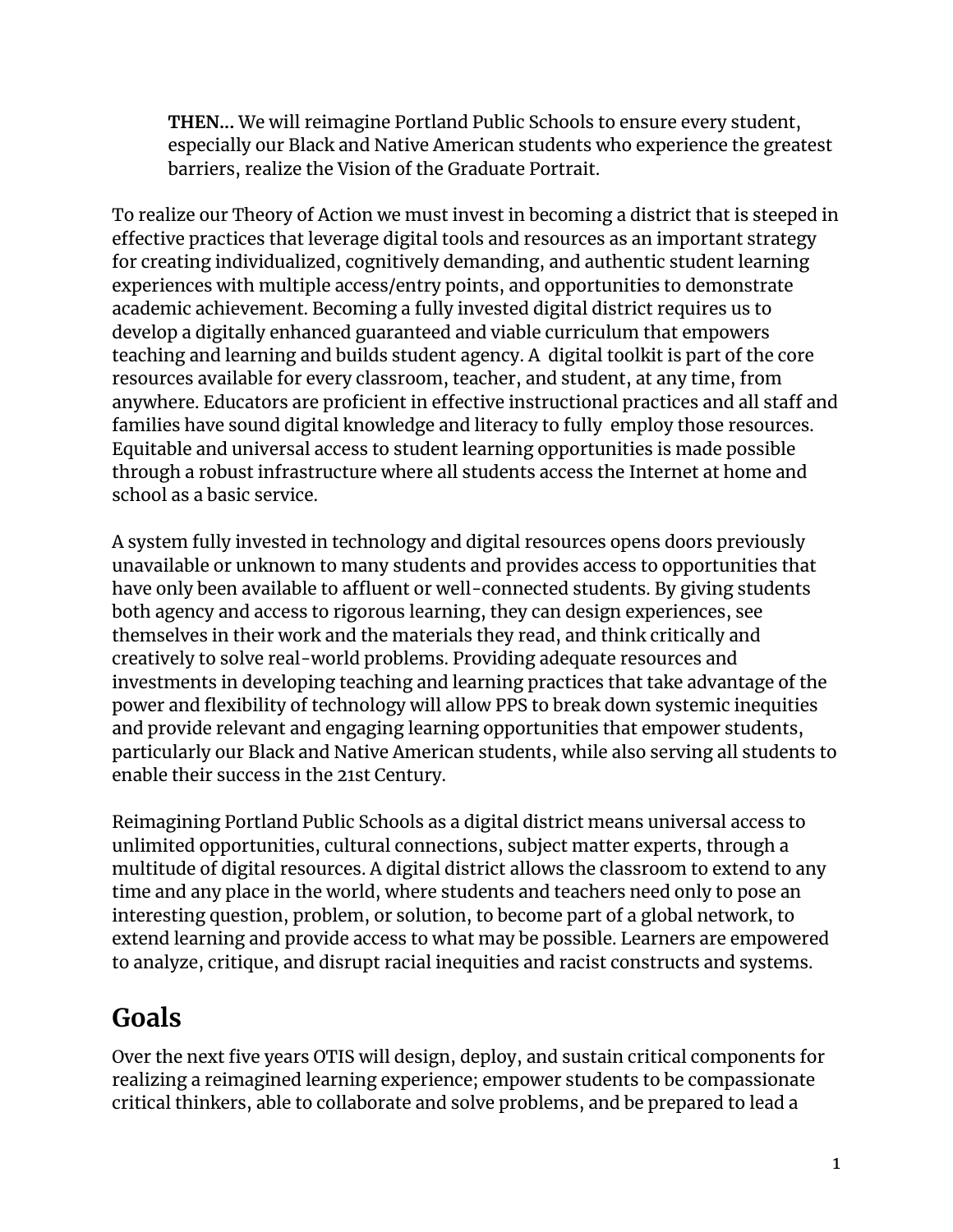> **THEN...** We will reimagine Portland Public Schools to ensure every student, especially our Black and Native American students who experience the greatest barriers, realize the Vision of the Graduate Portrait.

To realize our Theory of Action we must invest in becoming a district that is steeped in effective practices that leverage digital tools and resources as an important strategy for creating individualized, cognitively demanding, and authentic student learning experiences with multiple access/entry points, and opportunities to demonstrate academic achievement. Becoming a fully invested digital district requires us to develop a digitally enhanced guaranteed and viable curriculum that empowers teaching and learning and builds student agency. A digital toolkit is part of the core resources available for every classroom, teacher, and student, at any time, from anywhere. Educators are proficient in effective instructional practices and all staff and families have sound digital knowledge and literacy to fully employ those resources. Equitable and universal access to student learning opportunities is made possible through a robust infrastructure where all students access the Internet at home and school as a basic service.

A system fully invested in technology and digital resources opens doors previously unavailable or unknown to many students and provides access to opportunities that have only been available to affluent or well-connected students. By giving students both agency and access to rigorous learning, they can design experiences, see themselves in their work and the materials they read, and think critically and creatively to solve real-world problems. Providing adequate resources and investments in developing teaching and learning practices that take advantage of the power and flexibility of technology will allow PPS to break down systemic inequities and provide relevant and engaging learning opportunities that empower students, particularly our Black and Native American students, while also serving all students to enable their success in the 21st Century.

Reimagining Portland Public Schools as a digital district means universal access to unlimited opportunities, cultural connections, subject matter experts, through a multitude of digital resources. A digital district allows the classroom to extend to any time and any place in the world, where students and teachers need only to pose an interesting question, problem, or solution, to become part of a global network, to extend learning and provide access to what may be possible. Learners are empowered to analyze, critique, and disrupt racial inequities and racist constructs and systems.

## Goals

Over the next five years OTIS will design, deploy, and sustain critical components for realizing a reimagined learning experience; empower students to be compassionate critical thinkers, able to collaborate and solve problems, and be prepared to lead a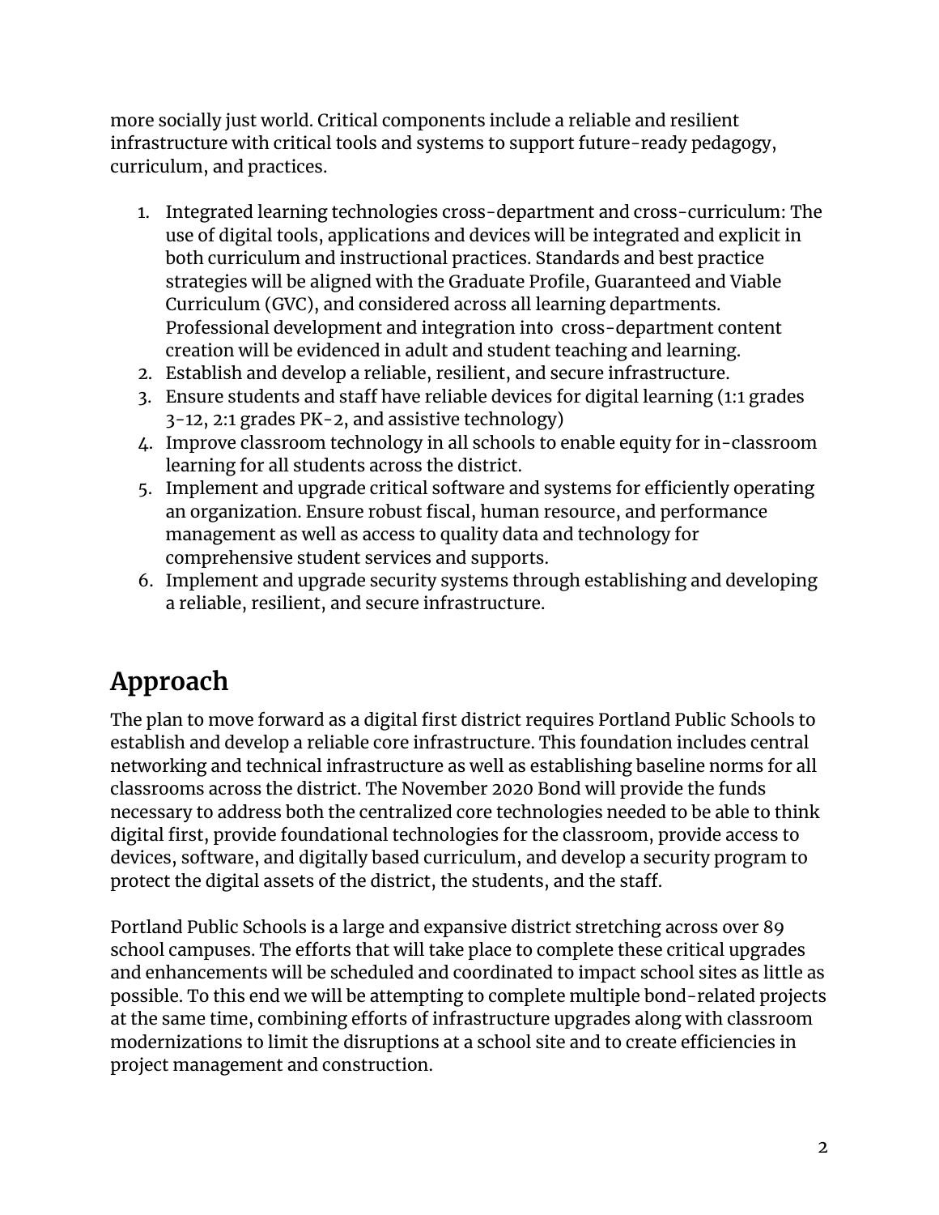more socially just world. Critical components include a reliable and resilient infrastructure with critical tools and systems to support future-ready pedagogy, curriculum, and practices.

1. Integrated learning technologies cross-department and cross-curriculum: The use of digital tools, applications and devices will be integrated and explicit in both curriculum and instructional practices. Standards and best practice strategies will be aligned with the Graduate Profile, Guaranteed and Viable Curriculum (GVC), and considered across all learning departments. Professional development and integration into cross-department content creation will be evidenced in adult and student teaching and learning.
2. Establish and develop a reliable, resilient, and secure infrastructure.
3. Ensure students and staff have reliable devices for digital learning (1:1 grades 3-12, 2:1 grades PK-2, and assistive technology)
4. Improve classroom technology in all schools to enable equity for in-classroom learning for all students across the district.
5. Implement and upgrade critical software and systems for efficiently operating an organization. Ensure robust fiscal, human resource, and performance management as well as access to quality data and technology for comprehensive student services and supports.
6. Implement and upgrade security systems through establishing and developing a reliable, resilient, and secure infrastructure.

# Approach

The plan to move forward as a digital first district requires Portland Public Schools to establish and develop a reliable core infrastructure. This foundation includes central networking and technical infrastructure as well as establishing baseline norms for all classrooms across the district. The November 2020 Bond will provide the funds necessary to address both the centralized core technologies needed to be able to think digital first, provide foundational technologies for the classroom, provide access to devices, software, and digitally based curriculum, and develop a security program to protect the digital assets of the district, the students, and the staff.

Portland Public Schools is a large and expansive district stretching across over 89 school campuses. The efforts that will take place to complete these critical upgrades and enhancements will be scheduled and coordinated to impact school sites as little as possible. To this end we will be attempting to complete multiple bond-related projects at the same time, combining efforts of infrastructure upgrades along with classroom modernizations to limit the disruptions at a school site and to create efficiencies in project management and construction.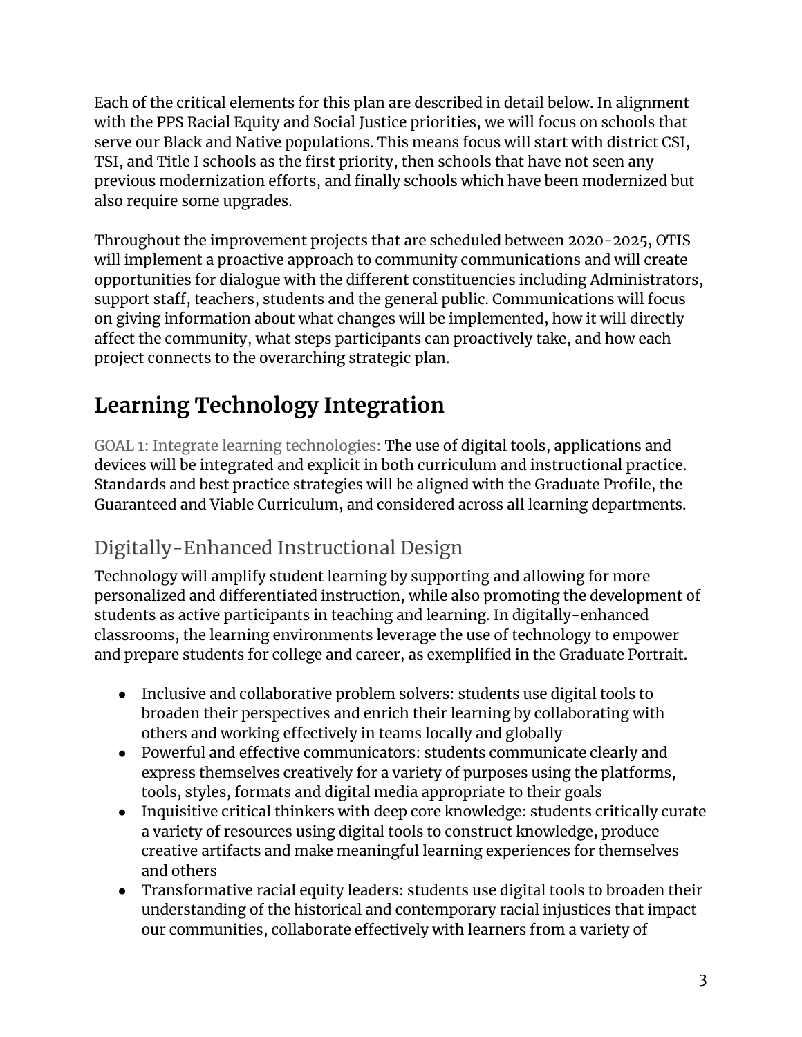Each of the critical elements for this plan are described in detail below. In alignment with the PPS Racial Equity and Social Justice priorities, we will focus on schools that serve our Black and Native populations. This means focus will start with district CSI, TSI, and Title I schools as the first priority, then schools that have not seen any previous modernization efforts, and finally schools which have been modernized but also require some upgrades.

Throughout the improvement projects that are scheduled between 2020-2025, OTIS will implement a proactive approach to community communications and will create opportunities for dialogue with the different constituencies including Administrators, support staff, teachers, students and the general public. Communications will focus on giving information about what changes will be implemented, how it will directly affect the community, what steps participants can proactively take, and how each project connects to the overarching strategic plan.

# Learning Technology Integration

GOAL 1: Integrate learning technologies: The use of digital tools, applications and devices will be integrated and explicit in both curriculum and instructional practice. Standards and best practice strategies will be aligned with the Graduate Profile, the Guaranteed and Viable Curriculum, and considered across all learning departments.

## Digitally-Enhanced Instructional Design

Technology will amplify student learning by supporting and allowing for more personalized and differentiated instruction, while also promoting the development of students as active participants in teaching and learning. In digitally-enhanced classrooms, the learning environments leverage the use of technology to empower and prepare students for college and career, as exemplified in the Graduate Portrait.

- Inclusive and collaborative problem solvers: students use digital tools to broaden their perspectives and enrich their learning by collaborating with others and working effectively in teams locally and globally
- Powerful and effective communicators: students communicate clearly and express themselves creatively for a variety of purposes using the platforms, tools, styles, formats and digital media appropriate to their goals
- Inquisitive critical thinkers with deep core knowledge: students critically curate a variety of resources using digital tools to construct knowledge, produce creative artifacts and make meaningful learning experiences for themselves and others
- Transformative racial equity leaders: students use digital tools to broaden their understanding of the historical and contemporary racial injustices that impact our communities, collaborate effectively with learners from a variety of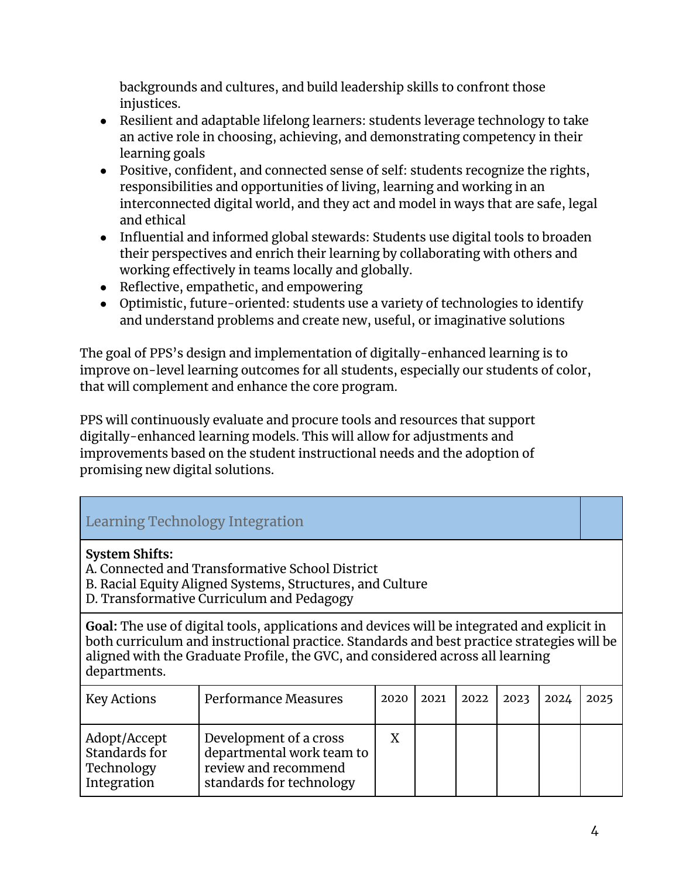backgrounds and cultures, and build leadership skills to confront those injustices.

- Resilient and adaptable lifelong learners: students leverage technology to take an active role in choosing, achieving, and demonstrating competency in their learning goals
- Positive, confident, and connected sense of self: students recognize the rights, responsibilities and opportunities of living, learning and working in an interconnected digital world, and they act and model in ways that are safe, legal and ethical
- Influential and informed global stewards: Students use digital tools to broaden their perspectives and enrich their learning by collaborating with others and working effectively in teams locally and globally.
- Reflective, empathetic, and empowering
- Optimistic, future-oriented: students use a variety of technologies to identify and understand problems and create new, useful, or imaginative solutions

The goal of PPS's design and implementation of digitally-enhanced learning is to improve on-level learning outcomes for all students, especially our students of color, that will complement and enhance the core program.

PPS will continuously evaluate and procure tools and resources that support digitally-enhanced learning models. This will allow for adjustments and improvements based on the student instructional needs and the adoption of promising new digital solutions.

| Learning Technology Integration | | | | | | | |
|---|---|---|---|---|---|---|---|
| **System Shifts:**<br>A. Connected and Transformative School District<br>B. Racial Equity Aligned Systems, Structures, and Culture<br>D. Transformative Curriculum and Pedagogy | | | | | | | |
| **Goal:** The use of digital tools, applications and devices will be integrated and explicit in both curriculum and instructional practice. Standards and best practice strategies will be aligned with the Graduate Profile, the GVC, and considered across all learning departments. | | | | | | | |
| Key Actions | Performance Measures | 2020 | 2021 | 2022 | 2023 | 2024 | 2025 |
| Adopt/Accept Standards for Technology Integration | Development of a cross departmental work team to review and recommend standards for technology | X | | | | | |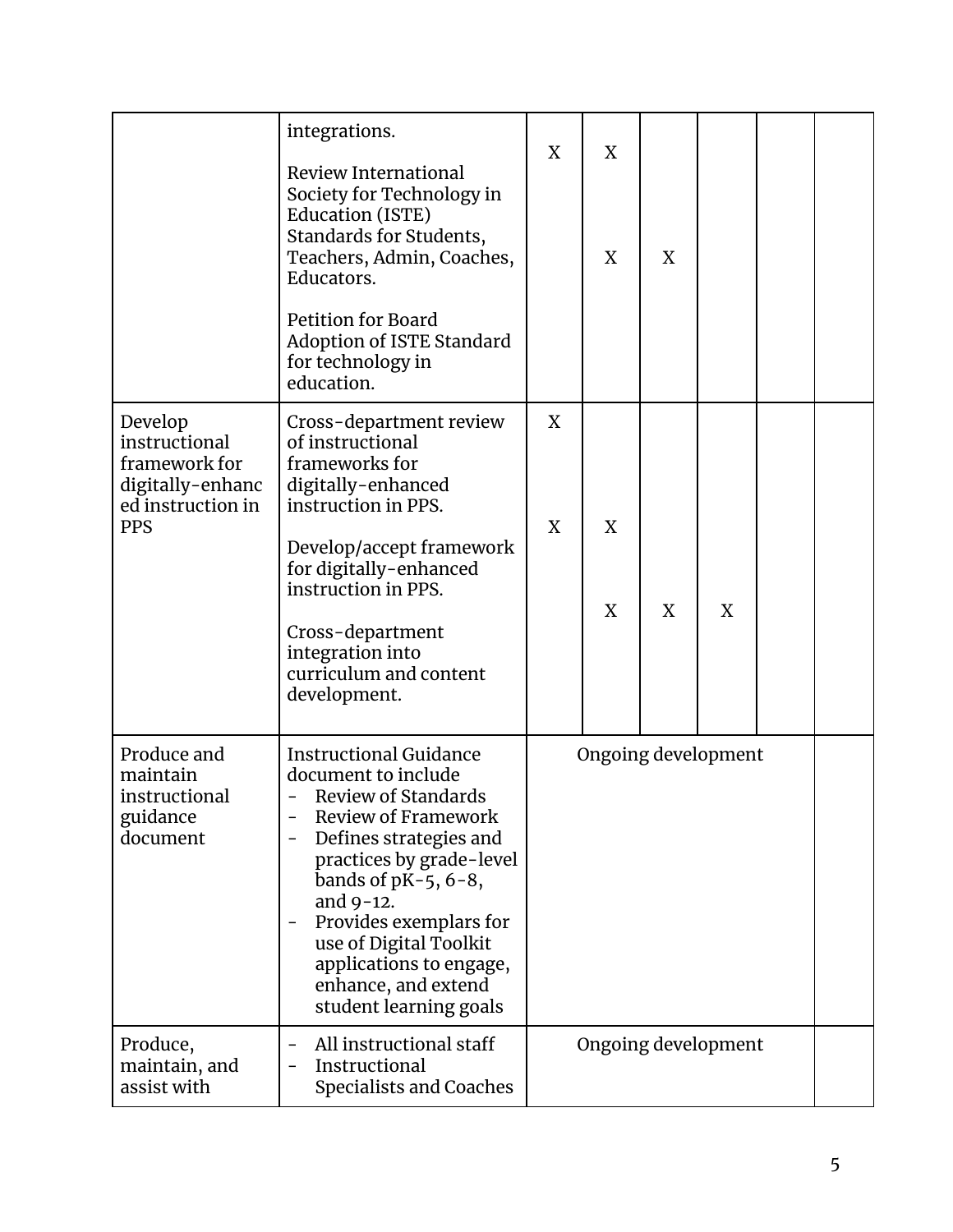| | | | | | | | |
|---|---|---|---|---|---|---|---|
| | integrations.<br><br>Review International Society for Technology in Education (ISTE) Standards for Students, Teachers, Admin, Coaches, Educators.<br><br>Petition for Board Adoption of ISTE Standard for technology in education. | X | X<br><br>X | <br><br>X | | | |
| Develop instructional framework for digitally-enhanced instruction in PPS | Cross-department review of instructional frameworks for digitally-enhanced instruction in PPS.<br><br>Develop/accept framework for digitally-enhanced instruction in PPS.<br><br>Cross-department integration into curriculum and content development. | X<br><br>X | <br><br>X<br><br>X | <br><br><br><br>X | <br><br><br><br>X | | |
| Produce and maintain instructional guidance document | Instructional Guidance document to include<br>- Review of Standards<br>- Review of Framework<br>- Defines strategies and practices by grade-level bands of pK-5, 6-8, and 9-12.<br>- Provides exemplars for use of Digital Toolkit applications to engage, enhance, and extend student learning goals | Ongoing development | | | | | |
| Produce, maintain, and assist with | - All instructional staff<br>- Instructional Specialists and Coaches | Ongoing development | | | | | |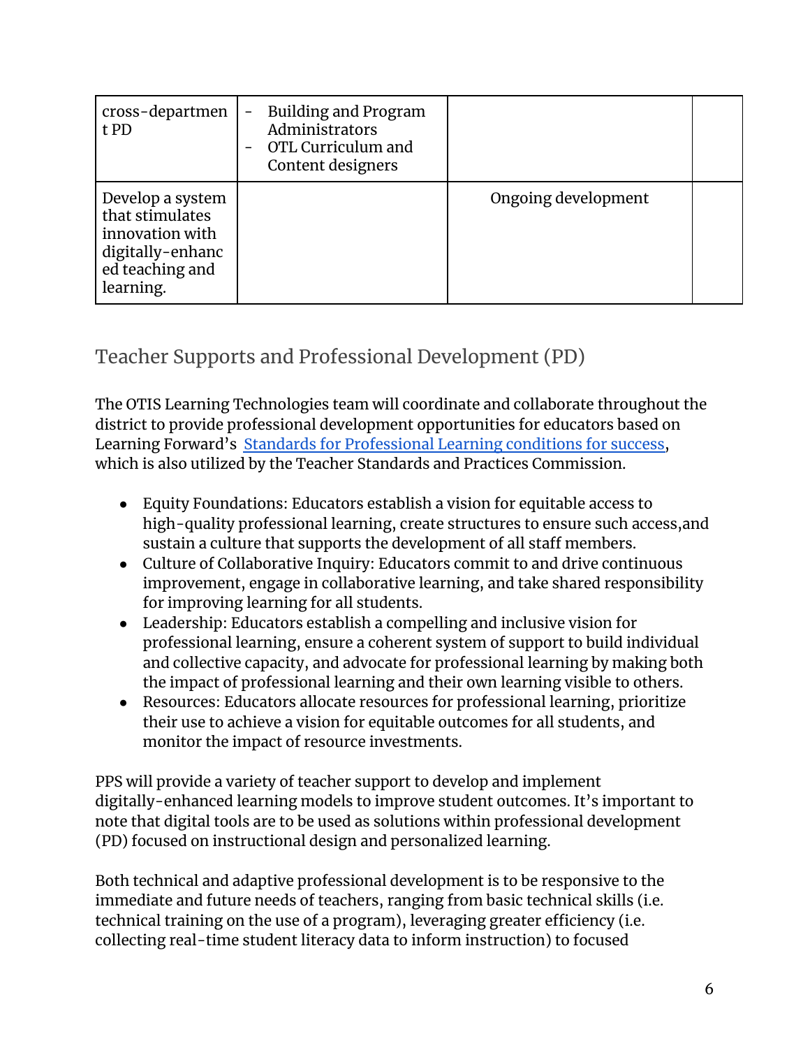| | | | |
|---|---|---|---|
| cross-department PD | - Building and Program Administrators<br>- OTL Curriculum and Content designers | | |
| Develop a system that stimulates innovation with digitally-enhanced teaching and learning. | | Ongoing development | |

## Teacher Supports and Professional Development (PD)

The OTIS Learning Technologies team will coordinate and collaborate throughout the district to provide professional development opportunities for educators based on Learning Forward's [Standards for Professional Learning conditions for success](), which is also utilized by the Teacher Standards and Practices Commission.

- Equity Foundations: Educators establish a vision for equitable access to high-quality professional learning, create structures to ensure such access,and sustain a culture that supports the development of all staff members.
- Culture of Collaborative Inquiry: Educators commit to and drive continuous improvement, engage in collaborative learning, and take shared responsibility for improving learning for all students.
- Leadership: Educators establish a compelling and inclusive vision for professional learning, ensure a coherent system of support to build individual and collective capacity, and advocate for professional learning by making both the impact of professional learning and their own learning visible to others.
- Resources: Educators allocate resources for professional learning, prioritize their use to achieve a vision for equitable outcomes for all students, and monitor the impact of resource investments.

PPS will provide a variety of teacher support to develop and implement digitally-enhanced learning models to improve student outcomes. It's important to note that digital tools are to be used as solutions within professional development (PD) focused on instructional design and personalized learning.

Both technical and adaptive professional development is to be responsive to the immediate and future needs of teachers, ranging from basic technical skills (i.e. technical training on the use of a program), leveraging greater efficiency (i.e. collecting real-time student literacy data to inform instruction) to focused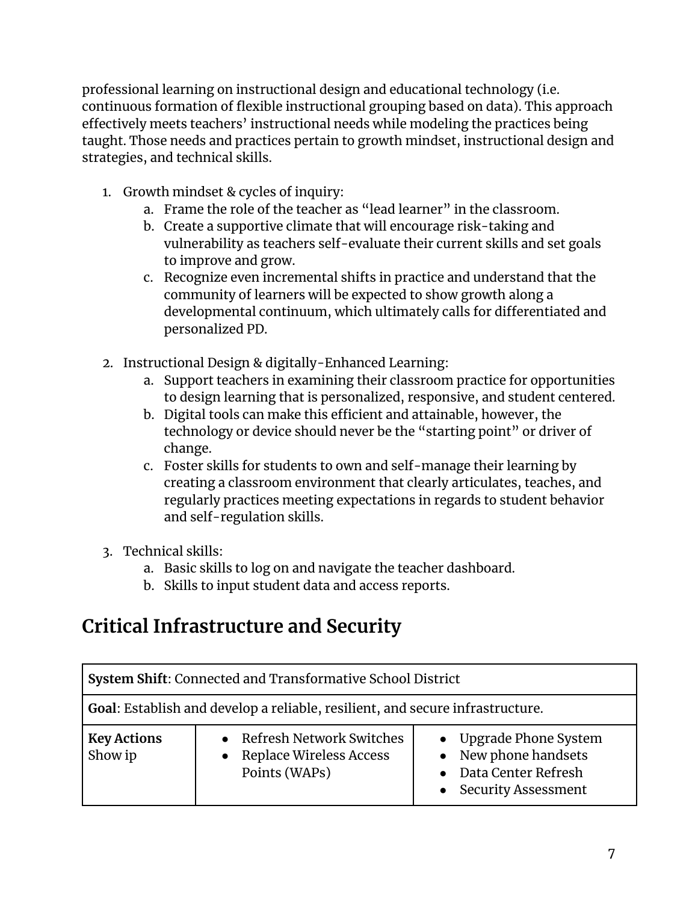professional learning on instructional design and educational technology (i.e. continuous formation of flexible instructional grouping based on data). This approach effectively meets teachers' instructional needs while modeling the practices being taught. Those needs and practices pertain to growth mindset, instructional design and strategies, and technical skills.

1. Growth mindset & cycles of inquiry:
   a. Frame the role of the teacher as "lead learner" in the classroom.
   b. Create a supportive climate that will encourage risk-taking and vulnerability as teachers self-evaluate their current skills and set goals to improve and grow.
   c. Recognize even incremental shifts in practice and understand that the community of learners will be expected to show growth along a developmental continuum, which ultimately calls for differentiated and personalized PD.

2. Instructional Design & digitally-Enhanced Learning:
   a. Support teachers in examining their classroom practice for opportunities to design learning that is personalized, responsive, and student centered.
   b. Digital tools can make this efficient and attainable, however, the technology or device should never be the "starting point" or driver of change.
   c. Foster skills for students to own and self-manage their learning by creating a classroom environment that clearly articulates, teaches, and regularly practices meeting expectations in regards to student behavior and self-regulation skills.

3. Technical skills:
   a. Basic skills to log on and navigate the teacher dashboard.
   b. Skills to input student data and access reports.

## Critical Infrastructure and Security

| **System Shift**: Connected and Transformative School District | | |
|---|---|---|
| **Goal**: Establish and develop a reliable, resilient, and secure infrastructure. | | |
| **Key Actions** Show ip | • Refresh Network Switches<br>• Replace Wireless Access Points (WAPs) | • Upgrade Phone System<br>• New phone handsets<br>• Data Center Refresh<br>• Security Assessment |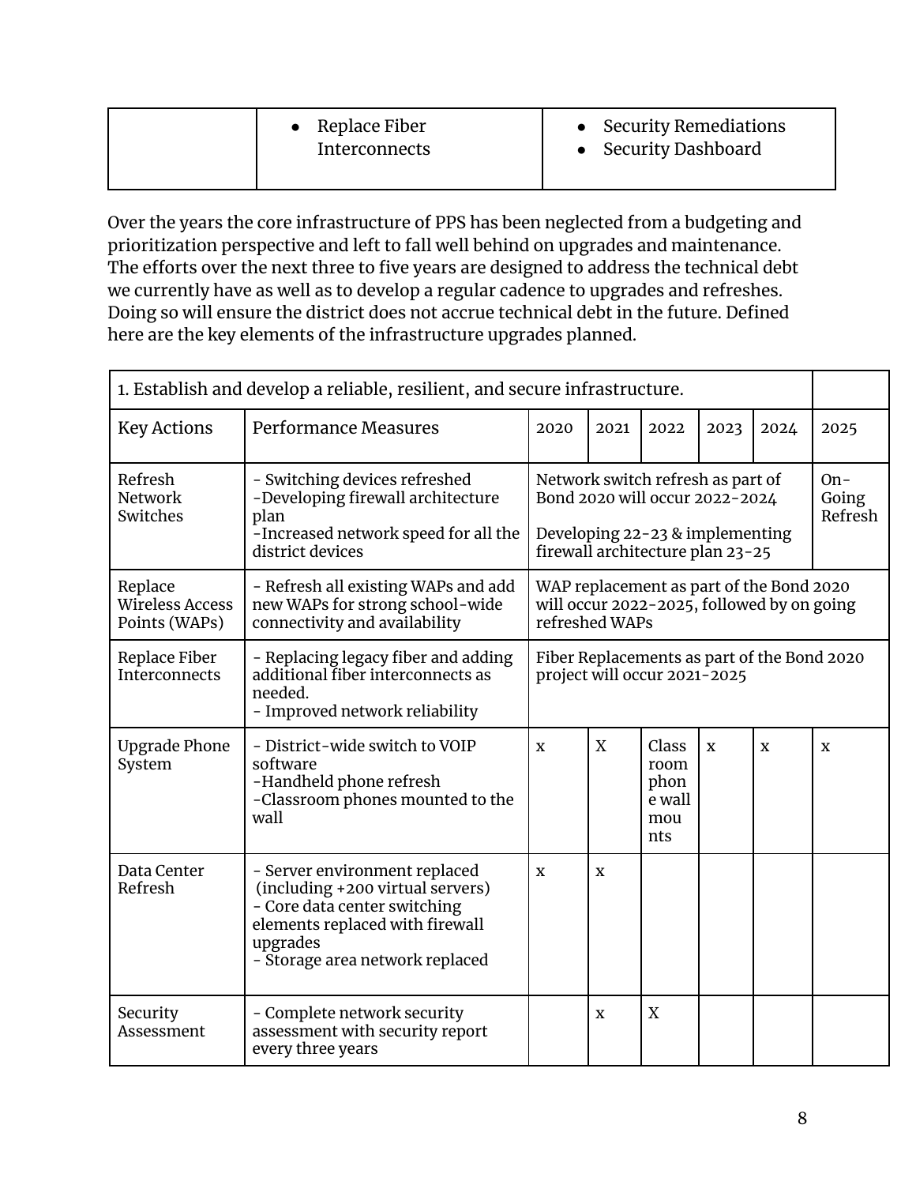| | • Replace Fiber Interconnects | • Security Remediations<br>• Security Dashboard |
|---|---|---|

Over the years the core infrastructure of PPS has been neglected from a budgeting and prioritization perspective and left to fall well behind on upgrades and maintenance. The efforts over the next three to five years are designed to address the technical debt we currently have as well as to develop a regular cadence to upgrades and refreshes. Doing so will ensure the district does not accrue technical debt in the future. Defined here are the key elements of the infrastructure upgrades planned.

| 1. Establish and develop a reliable, resilient, and secure infrastructure. | | | | | | | |
|---|---|---|---|---|---|---|---|
| Key Actions | Performance Measures | 2020 | 2021 | 2022 | 2023 | 2024 | 2025 |
| Refresh Network Switches | - Switching devices refreshed<br>-Developing firewall architecture plan<br>-Increased network speed for all the district devices | Network switch refresh as part of Bond 2020 will occur 2022-2024<br><br>Developing 22-23 & implementing firewall architecture plan 23-25 | | | | | On-Going Refresh |
| Replace Wireless Access Points (WAPs) | - Refresh all existing WAPs and add new WAPs for strong school-wide connectivity and availability | WAP replacement as part of the Bond 2020 will occur 2022-2025, followed by on going refreshed WAPs | | | | | |
| Replace Fiber Interconnects | - Replacing legacy fiber and adding additional fiber interconnects as needed.<br>- Improved network reliability | Fiber Replacements as part of the Bond 2020 project will occur 2021-2025 | | | | | |
| Upgrade Phone System | - District-wide switch to VOIP software<br>-Handheld phone refresh<br>-Classroom phones mounted to the wall | x | X | Classroom phone wall mounts | x | x | x |
| Data Center Refresh | - Server environment replaced (including +200 virtual servers)<br>- Core data center switching elements replaced with firewall upgrades<br>- Storage area network replaced | x | x | | | | |
| Security Assessment | - Complete network security assessment with security report every three years | | x | X | | | |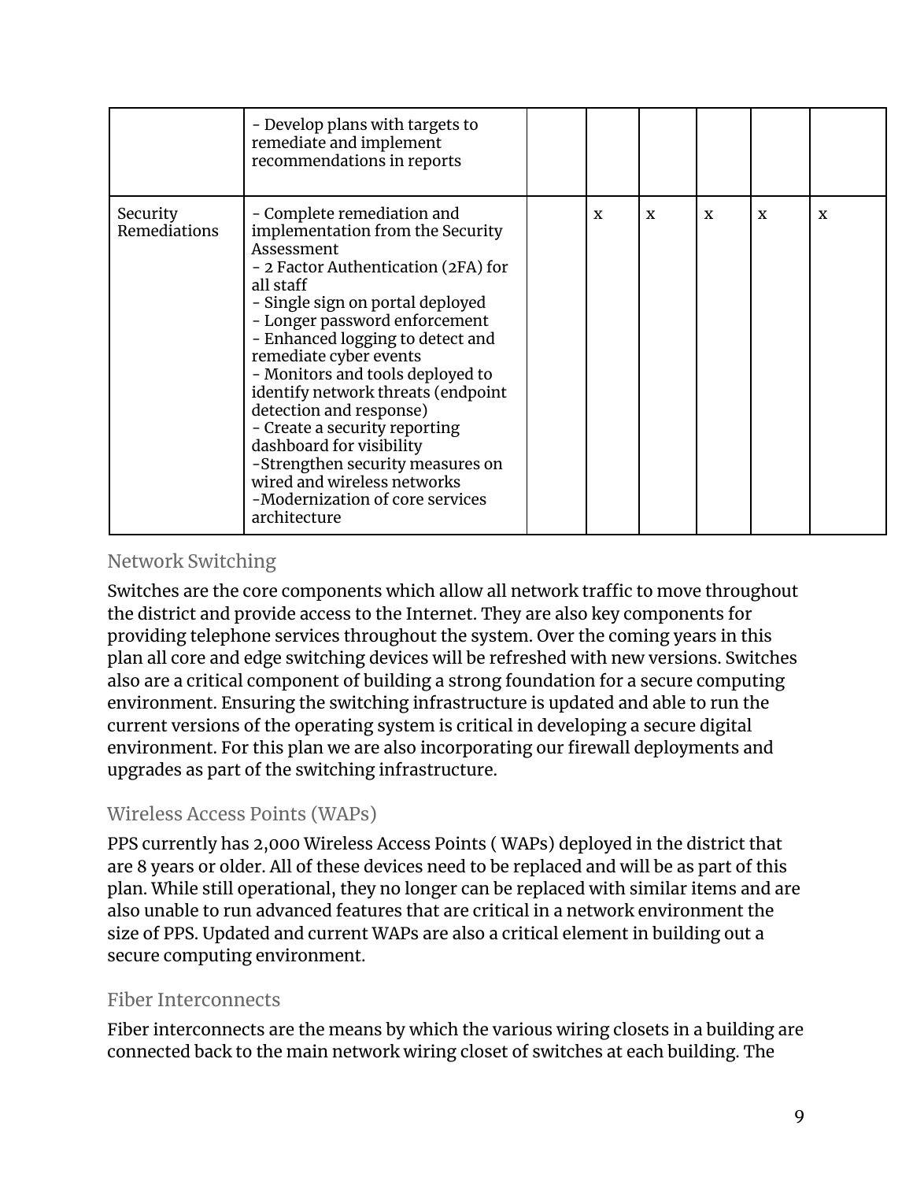| | | | | | | | |
|---|---|---|---|---|---|---|---|
| | - Develop plans with targets to remediate and implement recommendations in reports | | | | | | |
| Security Remediations | - Complete remediation and implementation from the Security Assessment<br>- 2 Factor Authentication (2FA) for all staff<br>- Single sign on portal deployed<br>- Longer password enforcement<br>- Enhanced logging to detect and remediate cyber events<br>- Monitors and tools deployed to identify network threats (endpoint detection and response)<br>- Create a security reporting dashboard for visibility<br>-Strengthen security measures on wired and wireless networks<br>-Modernization of core services architecture | | x | x | x | x | x |

### Network Switching

Switches are the core components which allow all network traffic to move throughout the district and provide access to the Internet. They are also key components for providing telephone services throughout the system. Over the coming years in this plan all core and edge switching devices will be refreshed with new versions. Switches also are a critical component of building a strong foundation for a secure computing environment. Ensuring the switching infrastructure is updated and able to run the current versions of the operating system is critical in developing a secure digital environment. For this plan we are also incorporating our firewall deployments and upgrades as part of the switching infrastructure.

### Wireless Access Points (WAPs)

PPS currently has 2,000 Wireless Access Points ( WAPs) deployed in the district that are 8 years or older. All of these devices need to be replaced and will be as part of this plan. While still operational, they no longer can be replaced with similar items and are also unable to run advanced features that are critical in a network environment the size of PPS. Updated and current WAPs are also a critical element in building out a secure computing environment.

### Fiber Interconnects

Fiber interconnects are the means by which the various wiring closets in a building are connected back to the main network wiring closet of switches at each building. The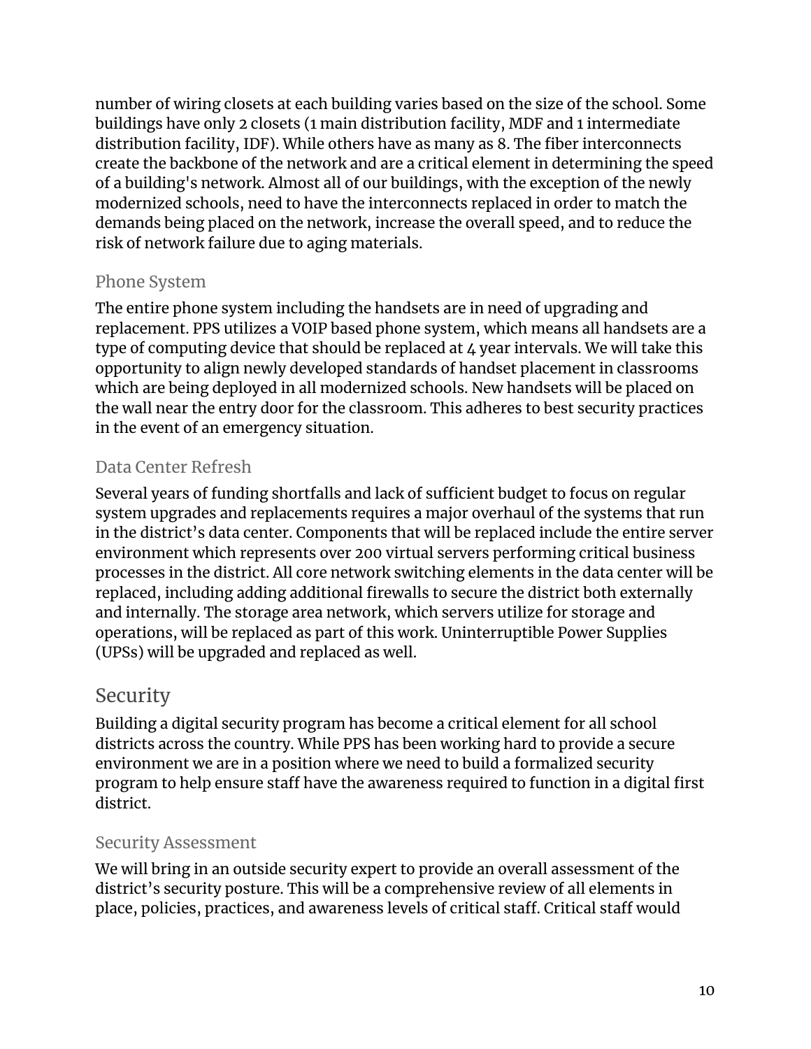number of wiring closets at each building varies based on the size of the school. Some buildings have only 2 closets (1 main distribution facility, MDF and 1 intermediate distribution facility, IDF). While others have as many as 8. The fiber interconnects create the backbone of the network and are a critical element in determining the speed of a building's network. Almost all of our buildings, with the exception of the newly modernized schools, need to have the interconnects replaced in order to match the demands being placed on the network, increase the overall speed, and to reduce the risk of network failure due to aging materials.

### Phone System

The entire phone system including the handsets are in need of upgrading and replacement. PPS utilizes a VOIP based phone system, which means all handsets are a type of computing device that should be replaced at 4 year intervals. We will take this opportunity to align newly developed standards of handset placement in classrooms which are being deployed in all modernized schools. New handsets will be placed on the wall near the entry door for the classroom. This adheres to best security practices in the event of an emergency situation.

### Data Center Refresh

Several years of funding shortfalls and lack of sufficient budget to focus on regular system upgrades and replacements requires a major overhaul of the systems that run in the district's data center. Components that will be replaced include the entire server environment which represents over 200 virtual servers performing critical business processes in the district. All core network switching elements in the data center will be replaced, including adding additional firewalls to secure the district both externally and internally. The storage area network, which servers utilize for storage and operations, will be replaced as part of this work. Uninterruptible Power Supplies (UPSs) will be upgraded and replaced as well.

## Security

Building a digital security program has become a critical element for all school districts across the country. While PPS has been working hard to provide a secure environment we are in a position where we need to build a formalized security program to help ensure staff have the awareness required to function in a digital first district.

### Security Assessment

We will bring in an outside security expert to provide an overall assessment of the district's security posture. This will be a comprehensive review of all elements in place, policies, practices, and awareness levels of critical staff. Critical staff would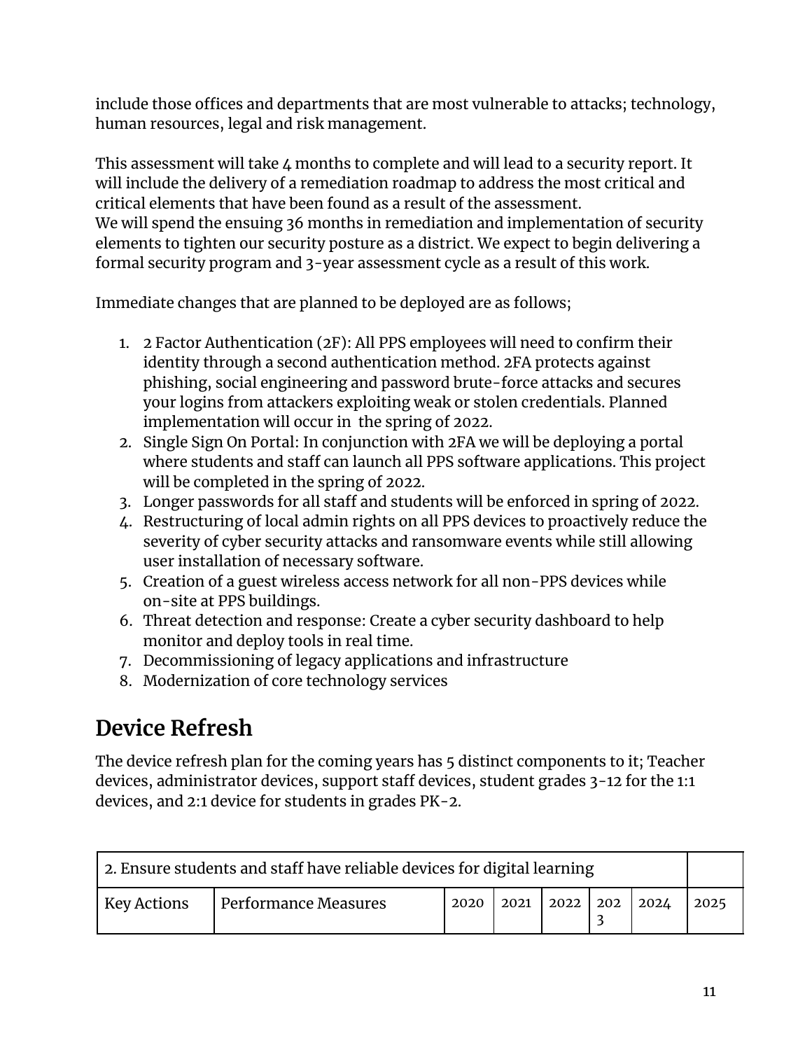include those offices and departments that are most vulnerable to attacks; technology, human resources, legal and risk management.

This assessment will take 4 months to complete and will lead to a security report. It will include the delivery of a remediation roadmap to address the most critical and critical elements that have been found as a result of the assessment.
We will spend the ensuing 36 months in remediation and implementation of security elements to tighten our security posture as a district. We expect to begin delivering a formal security program and 3-year assessment cycle as a result of this work.

Immediate changes that are planned to be deployed are as follows;

1. 2 Factor Authentication (2F): All PPS employees will need to confirm their identity through a second authentication method. 2FA protects against phishing, social engineering and password brute-force attacks and secures your logins from attackers exploiting weak or stolen credentials. Planned implementation will occur in  the spring of 2022.
2. Single Sign On Portal: In conjunction with 2FA we will be deploying a portal where students and staff can launch all PPS software applications. This project will be completed in the spring of 2022.
3. Longer passwords for all staff and students will be enforced in spring of 2022.
4. Restructuring of local admin rights on all PPS devices to proactively reduce the severity of cyber security attacks and ransomware events while still allowing user installation of necessary software.
5. Creation of a guest wireless access network for all non-PPS devices while on-site at PPS buildings.
6. Threat detection and response: Create a cyber security dashboard to help monitor and deploy tools in real time.
7. Decommissioning of legacy applications and infrastructure
8. Modernization of core technology services

## Device Refresh

The device refresh plan for the coming years has 5 distinct components to it; Teacher devices, administrator devices, support staff devices, student grades 3-12 for the 1:1 devices, and 2:1 device for students in grades PK-2.

| 2. Ensure students and staff have reliable devices for digital learning | | | | | | | |
|---|---|---|---|---|---|---|---|
| Key Actions | Performance Measures | 2020 | 2021 | 2022 | 2023 | 2024 | 2025 |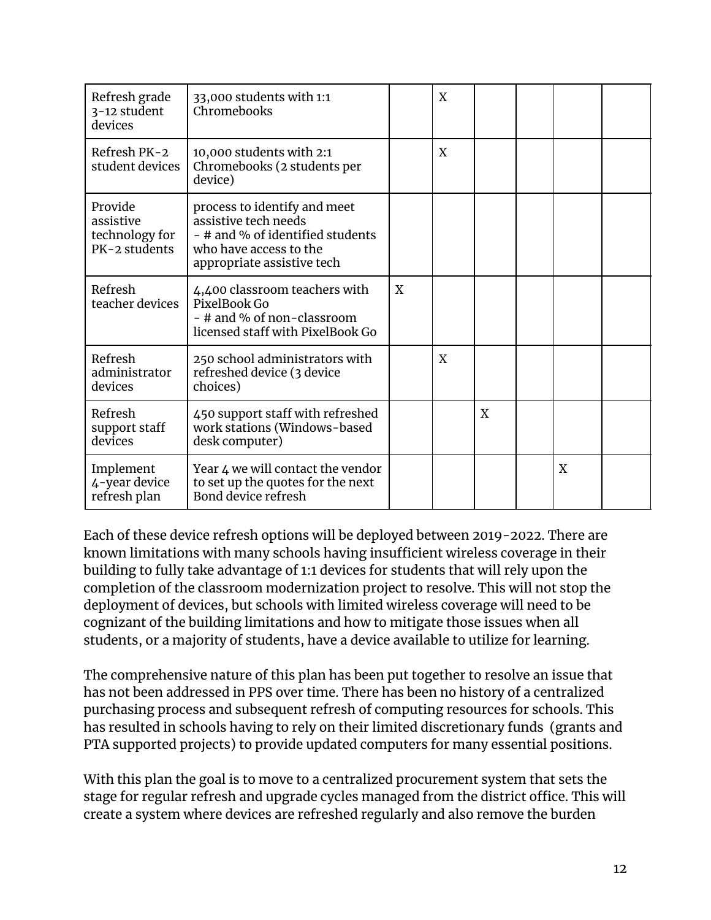| | | | | | | | |
|---|---|---|---|---|---|---|---|
| Refresh grade 3-12 student devices | 33,000 students with 1:1 Chromebooks | | X | | | | |
| Refresh PK-2 student devices | 10,000 students with 2:1 Chromebooks (2 students per device) | | X | | | | |
| Provide assistive technology for PK-2 students | process to identify and meet assistive tech needs<br>- # and % of identified students who have access to the appropriate assistive tech | | | | | | |
| Refresh teacher devices | 4,400 classroom teachers with PixelBook Go<br>- # and % of non-classroom licensed staff with PixelBook Go | X | | | | | |
| Refresh administrator devices | 250 school administrators with refreshed device (3 device choices) | | X | | | | |
| Refresh support staff devices | 450 support staff with refreshed work stations (Windows-based desk computer) | | | X | | | |
| Implement 4-year device refresh plan | Year 4 we will contact the vendor to set up the quotes for the next Bond device refresh | | | | | X | |

Each of these device refresh options will be deployed between 2019-2022. There are known limitations with many schools having insufficient wireless coverage in their building to fully take advantage of 1:1 devices for students that will rely upon the completion of the classroom modernization project to resolve. This will not stop the deployment of devices, but schools with limited wireless coverage will need to be cognizant of the building limitations and how to mitigate those issues when all students, or a majority of students, have a device available to utilize for learning.

The comprehensive nature of this plan has been put together to resolve an issue that has not been addressed in PPS over time. There has been no history of a centralized purchasing process and subsequent refresh of computing resources for schools. This has resulted in schools having to rely on their limited discretionary funds (grants and PTA supported projects) to provide updated computers for many essential positions.

With this plan the goal is to move to a centralized procurement system that sets the stage for regular refresh and upgrade cycles managed from the district office. This will create a system where devices are refreshed regularly and also remove the burden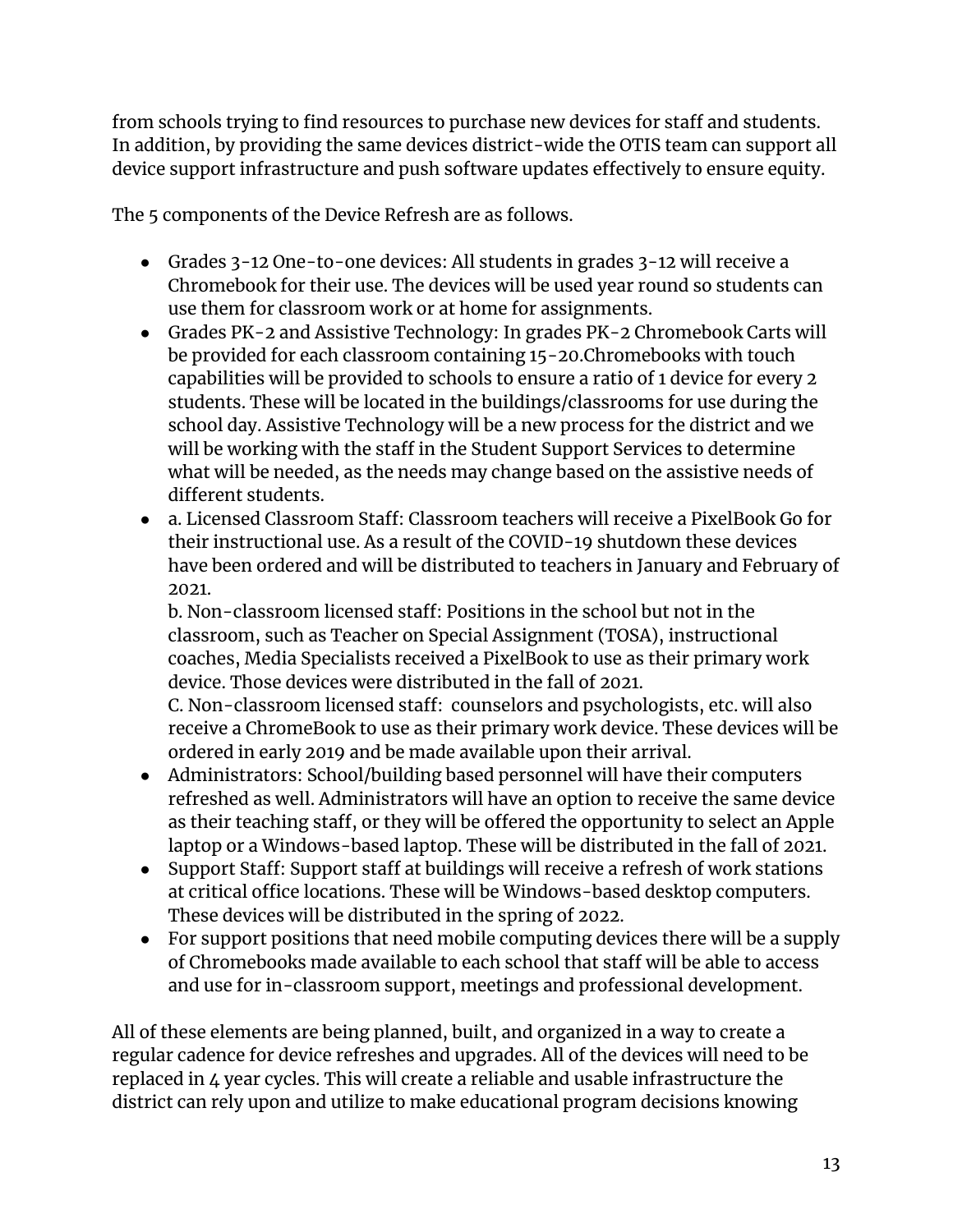from schools trying to find resources to purchase new devices for staff and students. In addition, by providing the same devices district-wide the OTIS team can support all device support infrastructure and push software updates effectively to ensure equity.

The 5 components of the Device Refresh are as follows.

- Grades 3-12 One-to-one devices: All students in grades 3-12 will receive a Chromebook for their use. The devices will be used year round so students can use them for classroom work or at home for assignments.
- Grades PK-2 and Assistive Technology: In grades PK-2 Chromebook Carts will be provided for each classroom containing 15-20.Chromebooks with touch capabilities will be provided to schools to ensure a ratio of 1 device for every 2 students. These will be located in the buildings/classrooms for use during the school day. Assistive Technology will be a new process for the district and we will be working with the staff in the Student Support Services to determine what will be needed, as the needs may change based on the assistive needs of different students.
- a. Licensed Classroom Staff: Classroom teachers will receive a PixelBook Go for their instructional use. As a result of the COVID-19 shutdown these devices have been ordered and will be distributed to teachers in January and February of 2021.
  b. Non-classroom licensed staff: Positions in the school but not in the classroom, such as Teacher on Special Assignment (TOSA), instructional coaches, Media Specialists received a PixelBook to use as their primary work device. Those devices were distributed in the fall of 2021.
  C. Non-classroom licensed staff: counselors and psychologists, etc. will also receive a ChromeBook to use as their primary work device. These devices will be ordered in early 2019 and be made available upon their arrival.
- Administrators: School/building based personnel will have their computers refreshed as well. Administrators will have an option to receive the same device as their teaching staff, or they will be offered the opportunity to select an Apple laptop or a Windows-based laptop. These will be distributed in the fall of 2021.
- Support Staff: Support staff at buildings will receive a refresh of work stations at critical office locations. These will be Windows-based desktop computers. These devices will be distributed in the spring of 2022.
- For support positions that need mobile computing devices there will be a supply of Chromebooks made available to each school that staff will be able to access and use for in-classroom support, meetings and professional development.

All of these elements are being planned, built, and organized in a way to create a regular cadence for device refreshes and upgrades. All of the devices will need to be replaced in 4 year cycles. This will create a reliable and usable infrastructure the district can rely upon and utilize to make educational program decisions knowing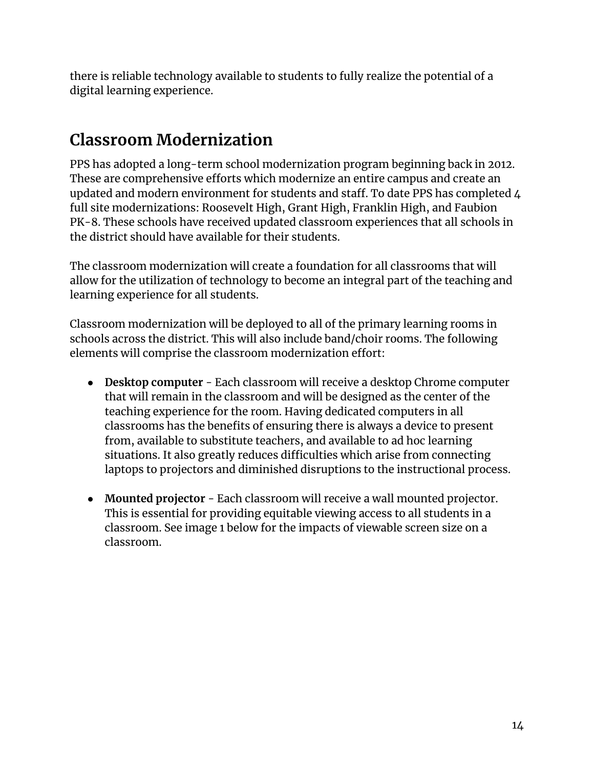there is reliable technology available to students to fully realize the potential of a digital learning experience.

## Classroom Modernization

PPS has adopted a long-term school modernization program beginning back in 2012. These are comprehensive efforts which modernize an entire campus and create an updated and modern environment for students and staff. To date PPS has completed 4 full site modernizations: Roosevelt High, Grant High, Franklin High, and Faubion PK-8. These schools have received updated classroom experiences that all schools in the district should have available for their students.

The classroom modernization will create a foundation for all classrooms that will allow for the utilization of technology to become an integral part of the teaching and learning experience for all students.

Classroom modernization will be deployed to all of the primary learning rooms in schools across the district. This will also include band/choir rooms. The following elements will comprise the classroom modernization effort:

- **Desktop computer** - Each classroom will receive a desktop Chrome computer that will remain in the classroom and will be designed as the center of the teaching experience for the room. Having dedicated computers in all classrooms has the benefits of ensuring there is always a device to present from, available to substitute teachers, and available to ad hoc learning situations. It also greatly reduces difficulties which arise from connecting laptops to projectors and diminished disruptions to the instructional process.

- **Mounted projector** - Each classroom will receive a wall mounted projector. This is essential for providing equitable viewing access to all students in a classroom. See image 1 below for the impacts of viewable screen size on a classroom.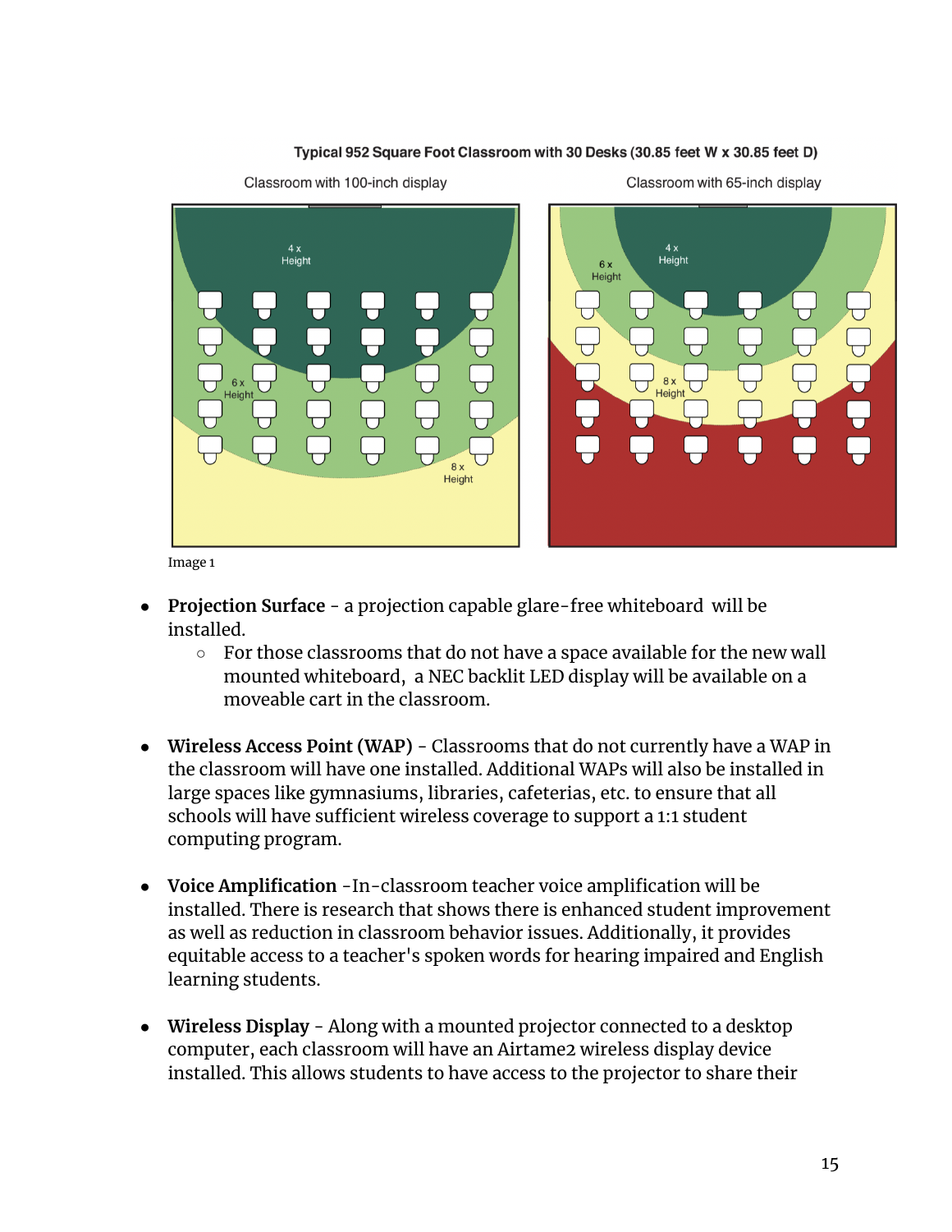Typical 952 Square Foot Classroom with 30 Desks (30.85 feet W x 30.85 feet D)

Classroom with 100-inch display

Classroom with 65-inch display

Image 1

- **Projection Surface** - a projection capable glare-free whiteboard will be installed.
  - For those classrooms that do not have a space available for the new wall mounted whiteboard, a NEC backlit LED display will be available on a moveable cart in the classroom.

- **Wireless Access Point (WAP)** - Classrooms that do not currently have a WAP in the classroom will have one installed. Additional WAPs will also be installed in large spaces like gymnasiums, libraries, cafeterias, etc. to ensure that all schools will have sufficient wireless coverage to support a 1:1 student computing program.

- **Voice Amplification** -In-classroom teacher voice amplification will be installed. There is research that shows there is enhanced student improvement as well as reduction in classroom behavior issues. Additionally, it provides equitable access to a teacher's spoken words for hearing impaired and English learning students.

- **Wireless Display** - Along with a mounted projector connected to a desktop computer, each classroom will have an Airtame2 wireless display device installed. This allows students to have access to the projector to share their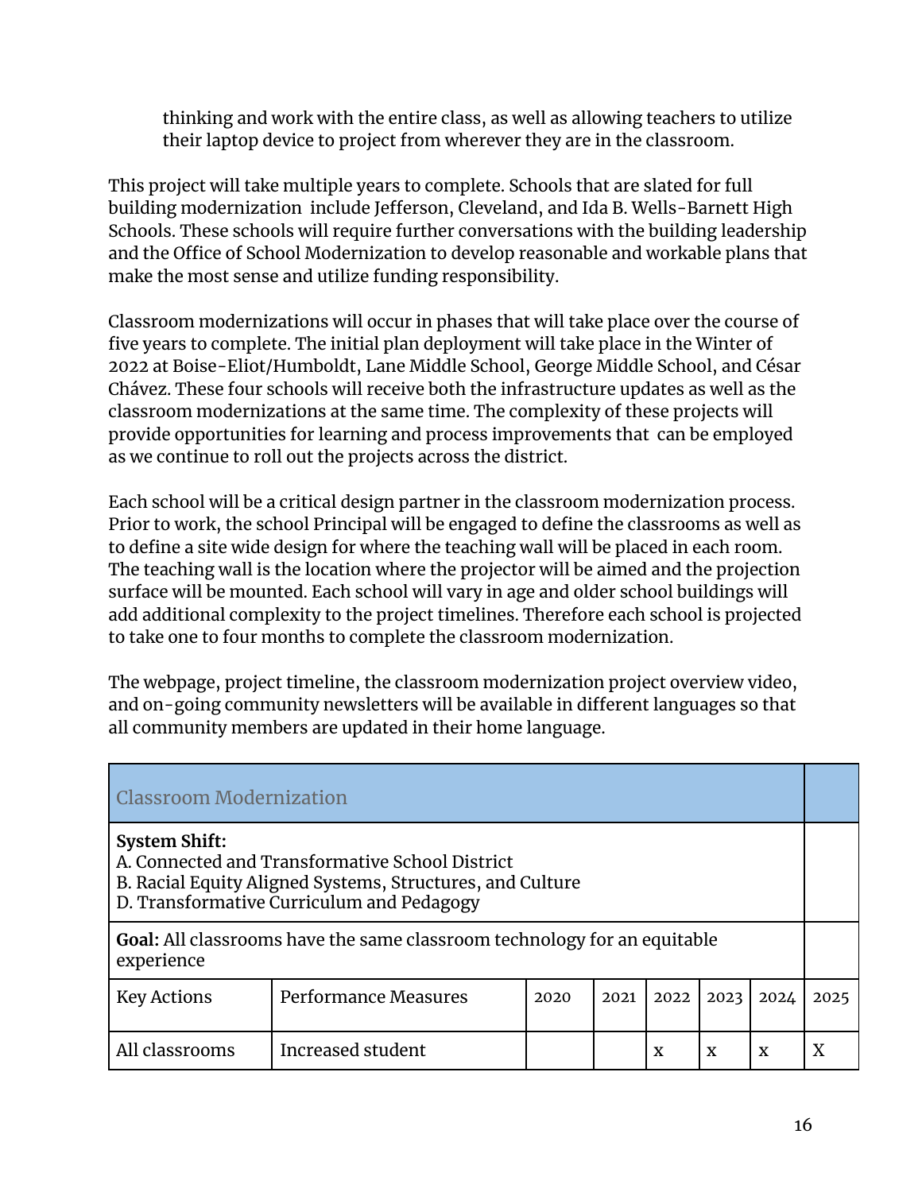thinking and work with the entire class, as well as allowing teachers to utilize their laptop device to project from wherever they are in the classroom.

This project will take multiple years to complete. Schools that are slated for full building modernization include Jefferson, Cleveland, and Ida B. Wells-Barnett High Schools. These schools will require further conversations with the building leadership and the Office of School Modernization to develop reasonable and workable plans that make the most sense and utilize funding responsibility.

Classroom modernizations will occur in phases that will take place over the course of five years to complete. The initial plan deployment will take place in the Winter of 2022 at Boise-Eliot/Humboldt, Lane Middle School, George Middle School, and César Chávez. These four schools will receive both the infrastructure updates as well as the classroom modernizations at the same time. The complexity of these projects will provide opportunities for learning and process improvements that can be employed as we continue to roll out the projects across the district.

Each school will be a critical design partner in the classroom modernization process. Prior to work, the school Principal will be engaged to define the classrooms as well as to define a site wide design for where the teaching wall will be placed in each room. The teaching wall is the location where the projector will be aimed and the projection surface will be mounted. Each school will vary in age and older school buildings will add additional complexity to the project timelines. Therefore each school is projected to take one to four months to complete the classroom modernization.

The webpage, project timeline, the classroom modernization project overview video, and on-going community newsletters will be available in different languages so that all community members are updated in their home language.

| Classroom Modernization | | | | | | | |
|---|---|---|---|---|---|---|---|
| **System Shift:**<br>A. Connected and Transformative School District<br>B. Racial Equity Aligned Systems, Structures, and Culture<br>D. Transformative Curriculum and Pedagogy | | | | | | | |
| **Goal:** All classrooms have the same classroom technology for an equitable experience | | | | | | | |
| Key Actions | Performance Measures | 2020 | 2021 | 2022 | 2023 | 2024 | 2025 |
| All classrooms | Increased student | | | x | x | x | X |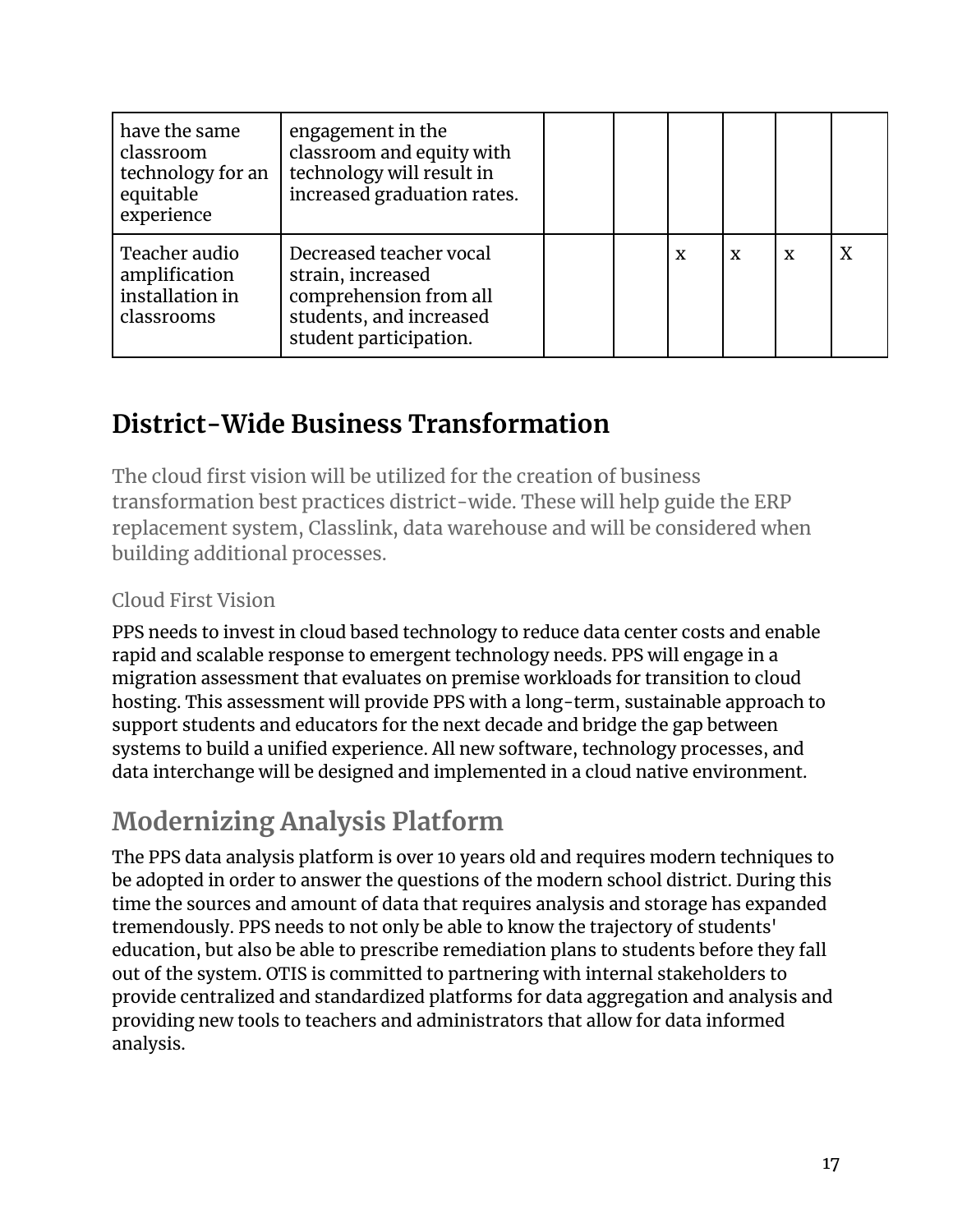| | | | | | | | |
|---|---|---|---|---|---|---|---|
| have the same classroom technology for an equitable experience | engagement in the classroom and equity with technology will result in increased graduation rates. | | | | | | |
| Teacher audio amplification installation in classrooms | Decreased teacher vocal strain, increased comprehension from all students, and increased student participation. | | | x | x | x | X |

## District-Wide Business Transformation

The cloud first vision will be utilized for the creation of business transformation best practices district-wide. These will help guide the ERP replacement system, Classlink, data warehouse and will be considered when building additional processes.

### Cloud First Vision

PPS needs to invest in cloud based technology to reduce data center costs and enable rapid and scalable response to emergent technology needs. PPS will engage in a migration assessment that evaluates on premise workloads for transition to cloud hosting. This assessment will provide PPS with a long-term, sustainable approach to support students and educators for the next decade and bridge the gap between systems to build a unified experience. All new software, technology processes, and data interchange will be designed and implemented in a cloud native environment.

## Modernizing Analysis Platform

The PPS data analysis platform is over 10 years old and requires modern techniques to be adopted in order to answer the questions of the modern school district. During this time the sources and amount of data that requires analysis and storage has expanded tremendously. PPS needs to not only be able to know the trajectory of students' education, but also be able to prescribe remediation plans to students before they fall out of the system. OTIS is committed to partnering with internal stakeholders to provide centralized and standardized platforms for data aggregation and analysis and providing new tools to teachers and administrators that allow for data informed analysis.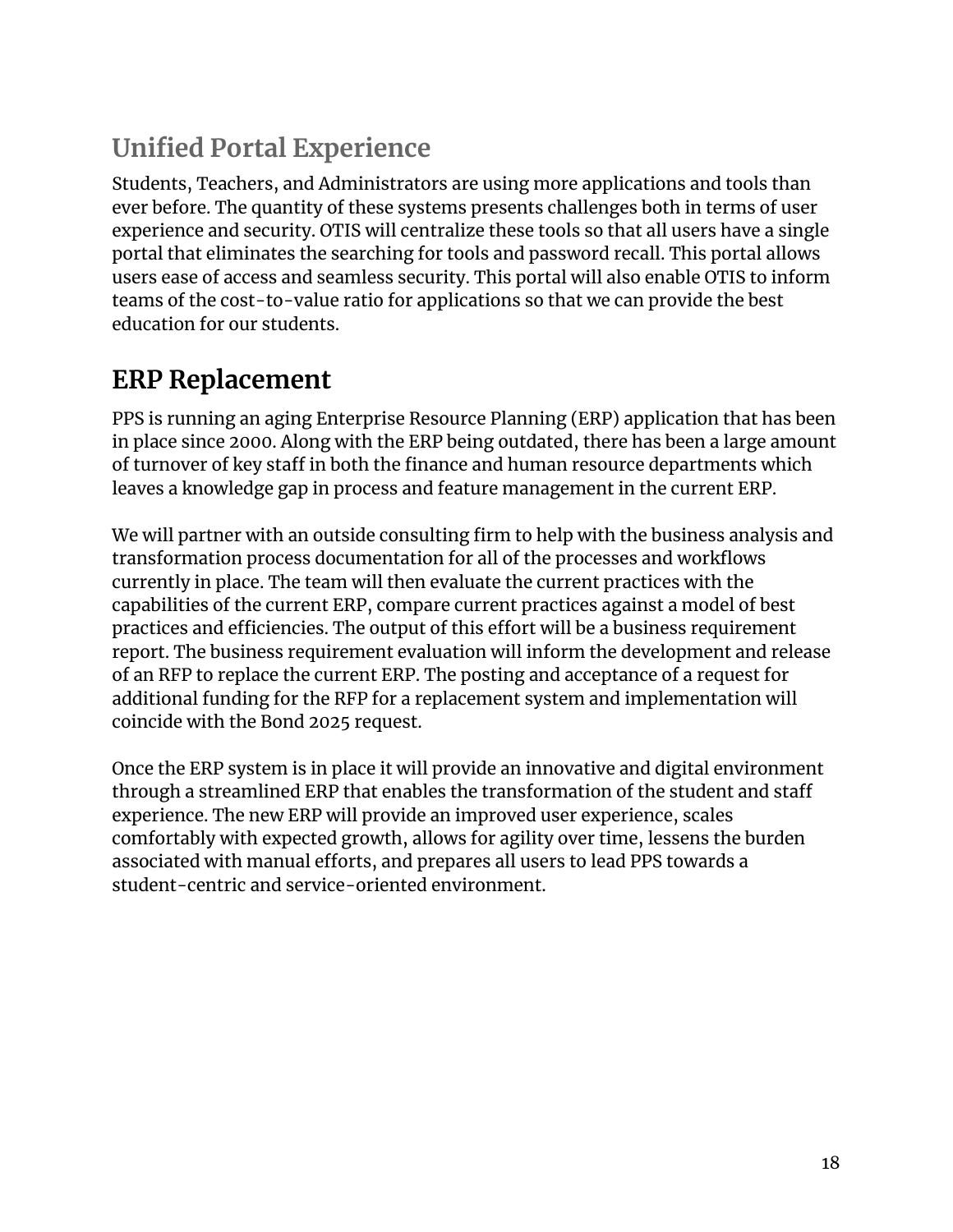### Unified Portal Experience

Students, Teachers, and Administrators are using more applications and tools than ever before. The quantity of these systems presents challenges both in terms of user experience and security. OTIS will centralize these tools so that all users have a single portal that eliminates the searching for tools and password recall. This portal allows users ease of access and seamless security. This portal will also enable OTIS to inform teams of the cost-to-value ratio for applications so that we can provide the best education for our students.

## ERP Replacement

PPS is running an aging Enterprise Resource Planning (ERP) application that has been in place since 2000. Along with the ERP being outdated, there has been a large amount of turnover of key staff in both the finance and human resource departments which leaves a knowledge gap in process and feature management in the current ERP.

We will partner with an outside consulting firm to help with the business analysis and transformation process documentation for all of the processes and workflows currently in place. The team will then evaluate the current practices with the capabilities of the current ERP, compare current practices against a model of best practices and efficiencies. The output of this effort will be a business requirement report. The business requirement evaluation will inform the development and release of an RFP to replace the current ERP. The posting and acceptance of a request for additional funding for the RFP for a replacement system and implementation will coincide with the Bond 2025 request.

Once the ERP system is in place it will provide an innovative and digital environment through a streamlined ERP that enables the transformation of the student and staff experience. The new ERP will provide an improved user experience, scales comfortably with expected growth, allows for agility over time, lessens the burden associated with manual efforts, and prepares all users to lead PPS towards a student-centric and service-oriented environment.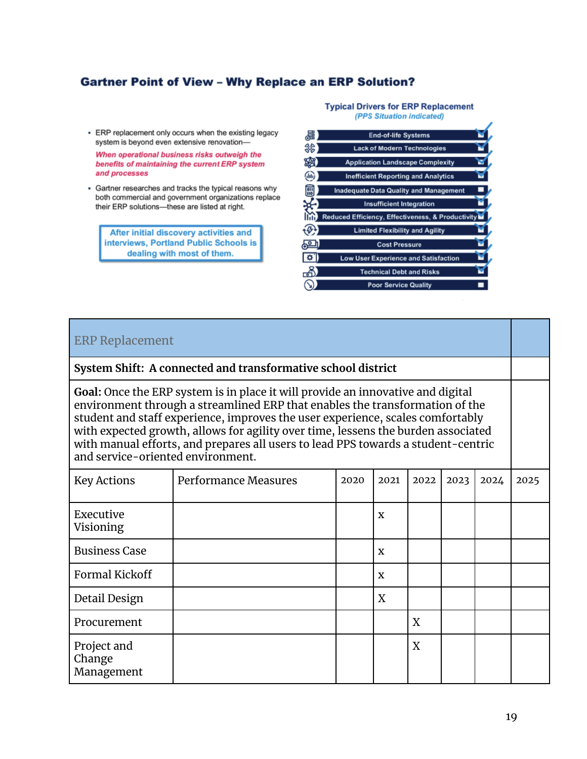## Gartner Point of View – Why Replace an ERP Solution?

- ERP replacement only occurs when the existing legacy system is beyond even extensive renovation—
  ***When operational business risks outweigh the benefits of maintaining the current ERP system and processes***
- Gartner researches and tracks the typical reasons why both commercial and government organizations replace their ERP solutions—these are listed at right.

**After initial discovery activities and interviews, Portland Public Schools is dealing with most of them.**

**Typical Drivers for ERP Replacement**
*(PPS Situation indicated)*

- End-of-life Systems ✓
- Lack of Modern Technologies ✓
- Application Landscape Complexity ✓
- Inefficient Reporting and Analytics ✓
- Inadequate Data Quality and Management ✓
- Insufficient Integration ✓
- Reduced Efficiency, Effectiveness, & Productivity ✓
- Limited Flexibility and Agility ✓
- Cost Pressure ✓
- Low User Experience and Satisfaction ✓
- Technical Debt and Risks ✓
- Poor Service Quality

| ERP Replacement | | | | | | | |
|---|---|---|---|---|---|---|---|
| **System Shift: A connected and transformative school district** | | | | | | | |
| **Goal:** Once the ERP system is in place it will provide an innovative and digital environment through a streamlined ERP that enables the transformation of the student and staff experience, improves the user experience, scales comfortably with expected growth, allows for agility over time, lessens the burden associated with manual efforts, and prepares all users to lead PPS towards a student-centric and service-oriented environment. | | | | | | | |
| Key Actions | Performance Measures | 2020 | 2021 | 2022 | 2023 | 2024 | 2025 |
| Executive Visioning | | | x | | | | |
| Business Case | | | x | | | | |
| Formal Kickoff | | | x | | | | |
| Detail Design | | | X | | | | |
| Procurement | | | | X | | | |
| Project and Change Management | | | | X | | | |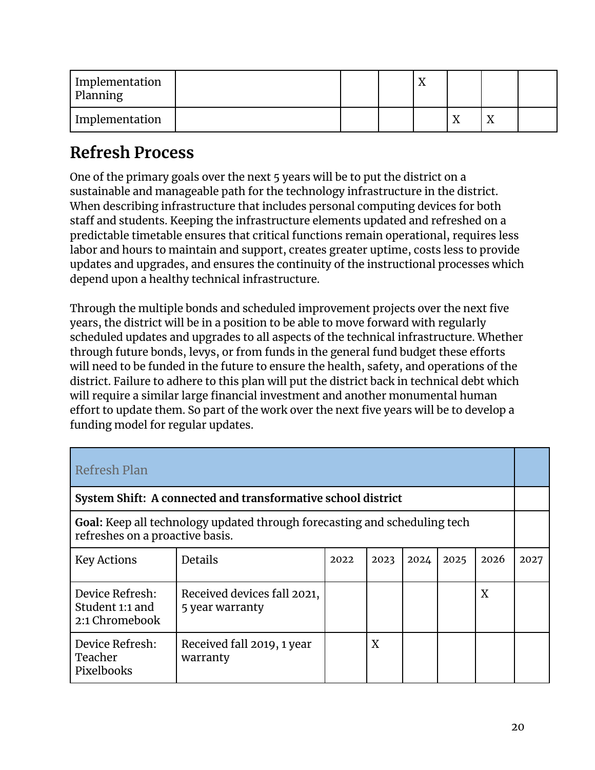| | | | | | | | |
|---|---|---|---|---|---|---|---|
| Implementation Planning | | | | X | | | |
| Implementation | | | | | X | X | |

## Refresh Process

One of the primary goals over the next 5 years will be to put the district on a sustainable and manageable path for the technology infrastructure in the district. When describing infrastructure that includes personal computing devices for both staff and students. Keeping the infrastructure elements updated and refreshed on a predictable timetable ensures that critical functions remain operational, requires less labor and hours to maintain and support, creates greater uptime, costs less to provide updates and upgrades, and ensures the continuity of the instructional processes which depend upon a healthy technical infrastructure.

Through the multiple bonds and scheduled improvement projects over the next five years, the district will be in a position to be able to move forward with regularly scheduled updates and upgrades to all aspects of the technical infrastructure. Whether through future bonds, levys, or from funds in the general fund budget these efforts will need to be funded in the future to ensure the health, safety, and operations of the district. Failure to adhere to this plan will put the district back in technical debt which will require a similar large financial investment and another monumental human effort to update them. So part of the work over the next five years will be to develop a funding model for regular updates.

| Refresh Plan | | | | | | | |
|---|---|---|---|---|---|---|---|
| **System Shift: A connected and transformative school district** | | | | | | | |
| **Goal:** Keep all technology updated through forecasting and scheduling tech refreshes on a proactive basis. | | | | | | | |
| Key Actions | Details | 2022 | 2023 | 2024 | 2025 | 2026 | 2027 |
| Device Refresh: Student 1:1 and 2:1 Chromebook | Received devices fall 2021, 5 year warranty | | | | | X | |
| Device Refresh: Teacher Pixelbooks | Received fall 2019, 1 year warranty | | X | | | | |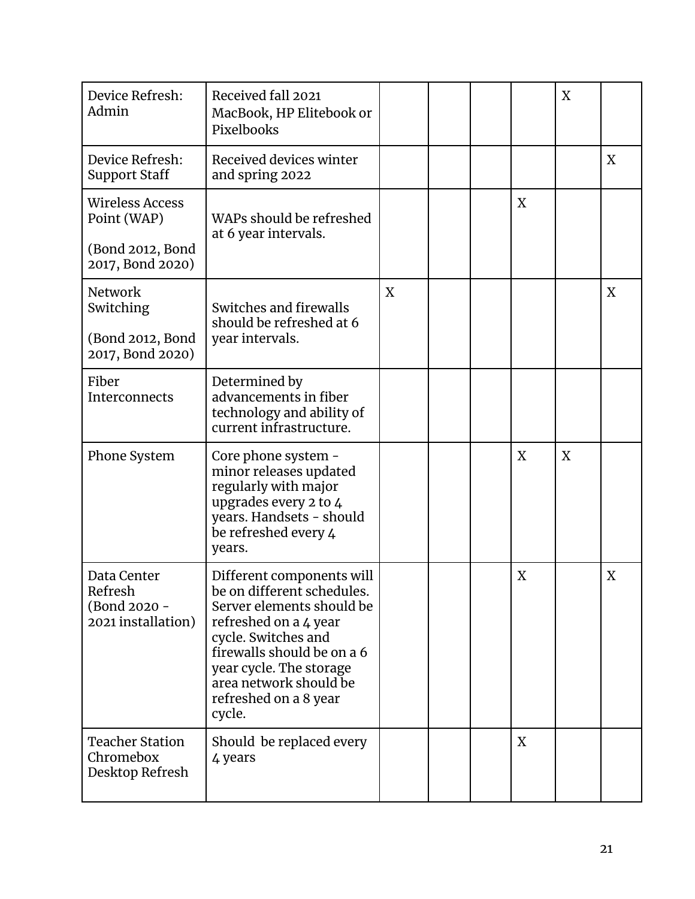| | | | | | | | |
|---|---|---|---|---|---|---|---|
| Device Refresh: Admin | Received fall 2021 MacBook, HP Elitebook or Pixelbooks | | | | | X | |
| Device Refresh: Support Staff | Received devices winter and spring 2022 | | | | | | X |
| Wireless Access Point (WAP)<br><br>(Bond 2012, Bond 2017, Bond 2020) | WAPs should be refreshed at 6 year intervals. | | | | X | | |
| Network Switching<br><br>(Bond 2012, Bond 2017, Bond 2020) | Switches and firewalls should be refreshed at 6 year intervals. | X | | | | | X |
| Fiber Interconnects | Determined by advancements in fiber technology and ability of current infrastructure. | | | | | | |
| Phone System | Core phone system - minor releases updated regularly with major upgrades every 2 to 4 years. Handsets - should be refreshed every 4 years. | | | | X | X | |
| Data Center Refresh (Bond 2020 - 2021 installation) | Different components will be on different schedules. Server elements should be refreshed on a 4 year cycle. Switches and firewalls should be on a 6 year cycle. The storage area network should be refreshed on a 8 year cycle. | | | | X | | X |
| Teacher Station Chromebox Desktop Refresh | Should be replaced every 4 years | | | | X | | |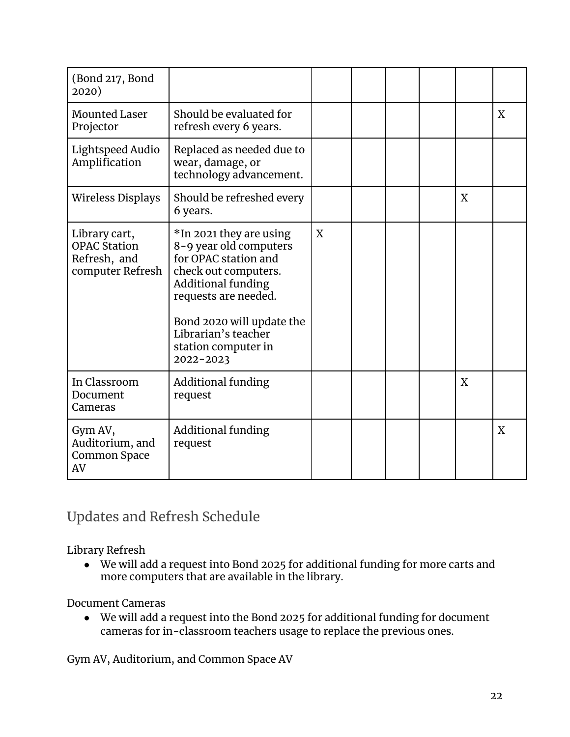| (Bond 217, Bond 2020) | | | | | | | |
|---|---|---|---|---|---|---|---|
| Mounted Laser Projector | Should be evaluated for refresh every 6 years. | | | | | | X |
| Lightspeed Audio Amplification | Replaced as needed due to wear, damage, or technology advancement. | | | | | | |
| Wireless Displays | Should be refreshed every 6 years. | | | | | X | |
| Library cart, OPAC Station Refresh, and computer Refresh | *In 2021 they are using 8-9 year old computers for OPAC station and check out computers. Additional funding requests are needed.<br><br>Bond 2020 will update the Librarian's teacher station computer in 2022-2023 | X | | | | | |
| In Classroom Document Cameras | Additional funding request | | | | | X | |
| Gym AV, Auditorium, and Common Space AV | Additional funding request | | | | | | X |

## Updates and Refresh Schedule

Library Refresh

- We will add a request into Bond 2025 for additional funding for more carts and more computers that are available in the library.

Document Cameras

- We will add a request into the Bond 2025 for additional funding for document cameras for in-classroom teachers usage to replace the previous ones.

Gym AV, Auditorium, and Common Space AV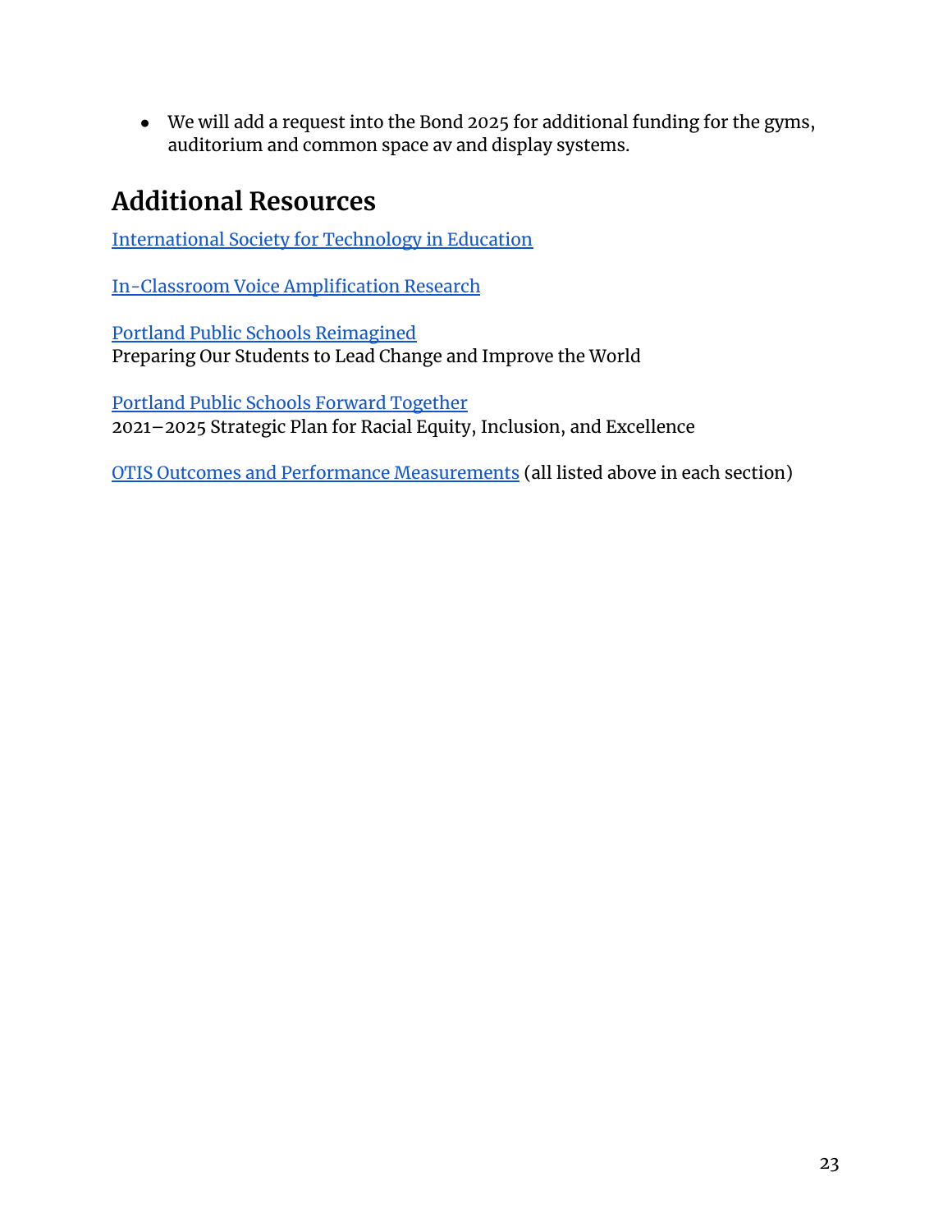- We will add a request into the Bond 2025 for additional funding for the gyms, auditorium and common space av and display systems.

## Additional Resources

International Society for Technology in Education

In-Classroom Voice Amplification Research

Portland Public Schools Reimagined
Preparing Our Students to Lead Change and Improve the World

Portland Public Schools Forward Together
2021–2025 Strategic Plan for Racial Equity, Inclusion, and Excellence

OTIS Outcomes and Performance Measurements (all listed above in each section)